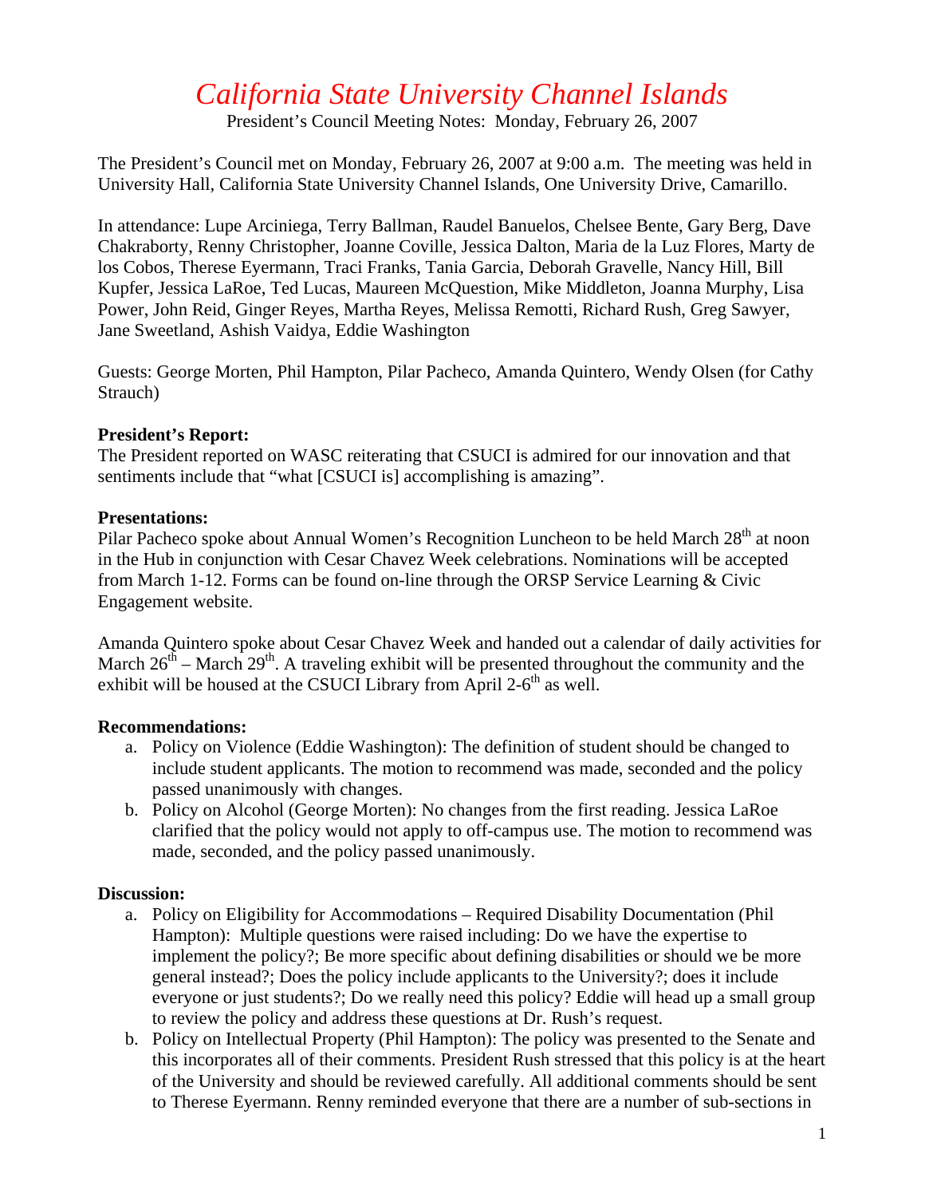# *California State University Channel Islands*

President's Council Meeting Notes: Monday, February 26, 2007

The President's Council met on Monday, February 26, 2007 at 9:00 a.m. The meeting was held in University Hall, California State University Channel Islands, One University Drive, Camarillo.

In attendance: Lupe Arciniega, Terry Ballman, Raudel Banuelos, Chelsee Bente, Gary Berg, Dave Chakraborty, Renny Christopher, Joanne Coville, Jessica Dalton, Maria de la Luz Flores, Marty de los Cobos, Therese Eyermann, Traci Franks, Tania Garcia, Deborah Gravelle, Nancy Hill, Bill Kupfer, Jessica LaRoe, Ted Lucas, Maureen McQuestion, Mike Middleton, Joanna Murphy, Lisa Power, John Reid, Ginger Reyes, Martha Reyes, Melissa Remotti, Richard Rush, Greg Sawyer, Jane Sweetland, Ashish Vaidya, Eddie Washington

Guests: George Morten, Phil Hampton, Pilar Pacheco, Amanda Quintero, Wendy Olsen (for Cathy Strauch)

**President's Report:**

The President reported on WASC reiterating that CSUCI is admired for our innovation and that sentiments include that "what [CSUCI is] accomplishing is amazing".

**Presentations:**

Pilar Pacheco spoke about Annual Women's Recognition Luncheon to be held March 28th at noon in the Hub in conjunction with Cesar Chavez Week celebrations. Nominations will be accepted from March 1-12. Forms can be found on-line through the ORSP Service Learning & Civic Engagement website.

Amanda Quintero spoke about Cesar Chavez Week and handed out a calendar of daily activities for March 26th – March 29th. A traveling exhibit will be presented throughout the community and the exhibit will be housed at the CSUCI Library from April 2-6th as well.

**Recommendations:**

a. Policy on Violence (Eddie Washington): The definition of student should be changed to include student applicants. The motion to recommend was made, seconded and the policy passed unanimously with changes.
b. Policy on Alcohol (George Morten): No changes from the first reading. Jessica LaRoe clarified that the policy would not apply to off-campus use. The motion to recommend was made, seconded, and the policy passed unanimously.

**Discussion:**

a. Policy on Eligibility for Accommodations – Required Disability Documentation (Phil Hampton): Multiple questions were raised including: Do we have the expertise to implement the policy?; Be more specific about defining disabilities or should we be more general instead?; Does the policy include applicants to the University?; does it include everyone or just students?; Do we really need this policy? Eddie will head up a small group to review the policy and address these questions at Dr. Rush's request.
b. Policy on Intellectual Property (Phil Hampton): The policy was presented to the Senate and this incorporates all of their comments. President Rush stressed that this policy is at the heart of the University and should be reviewed carefully. All additional comments should be sent to Therese Eyermann. Renny reminded everyone that there are a number of sub-sections in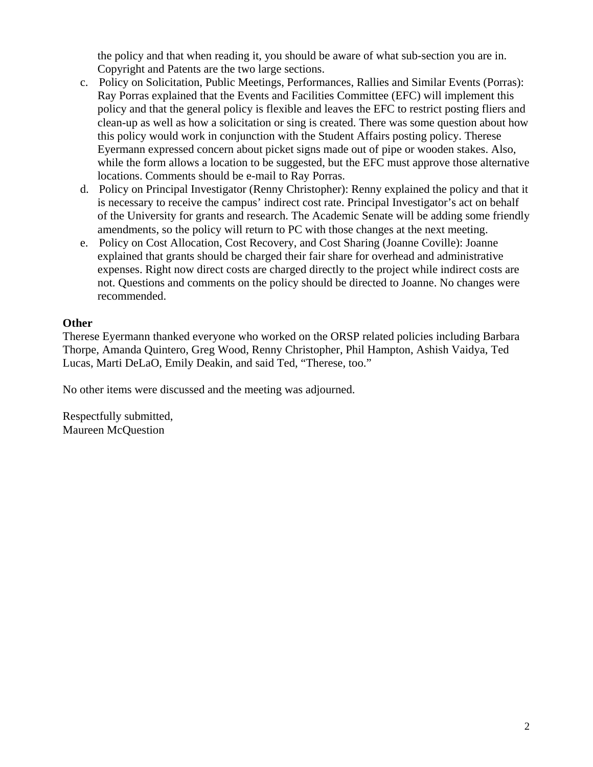the policy and that when reading it, you should be aware of what sub-section you are in. Copyright and Patents are the two large sections.

c. Policy on Solicitation, Public Meetings, Performances, Rallies and Similar Events (Porras): Ray Porras explained that the Events and Facilities Committee (EFC) will implement this policy and that the general policy is flexible and leaves the EFC to restrict posting fliers and clean-up as well as how a solicitation or sing is created. There was some question about how this policy would work in conjunction with the Student Affairs posting policy. Therese Eyermann expressed concern about picket signs made out of pipe or wooden stakes. Also, while the form allows a location to be suggested, but the EFC must approve those alternative locations. Comments should be e-mail to Ray Porras.
d. Policy on Principal Investigator (Renny Christopher): Renny explained the policy and that it is necessary to receive the campus' indirect cost rate. Principal Investigator's act on behalf of the University for grants and research. The Academic Senate will be adding some friendly amendments, so the policy will return to PC with those changes at the next meeting.
e. Policy on Cost Allocation, Cost Recovery, and Cost Sharing (Joanne Coville): Joanne explained that grants should be charged their fair share for overhead and administrative expenses. Right now direct costs are charged directly to the project while indirect costs are not. Questions and comments on the policy should be directed to Joanne. No changes were recommended.

**Other**

Therese Eyermann thanked everyone who worked on the ORSP related policies including Barbara Thorpe, Amanda Quintero, Greg Wood, Renny Christopher, Phil Hampton, Ashish Vaidya, Ted Lucas, Marti DeLaO, Emily Deakin, and said Ted, "Therese, too."

No other items were discussed and the meeting was adjourned.

Respectfully submitted,
Maureen McQuestion